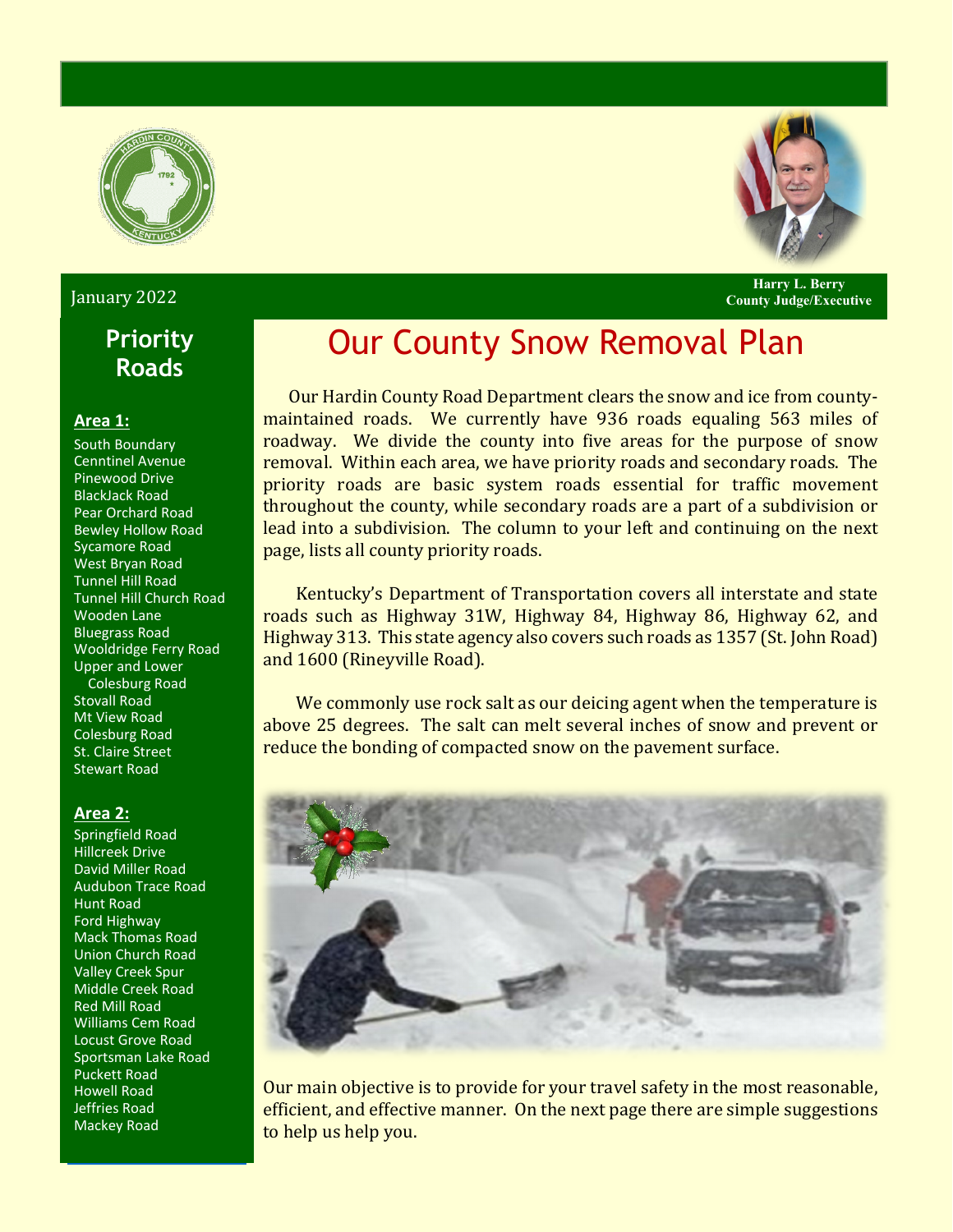January 2022

Harry L. Berry
County Judge/Executive

# Our County Snow Removal Plan

Our Hardin County Road Department clears the snow and ice from county-maintained roads. We currently have 936 roads equaling 563 miles of roadway. We divide the county into five areas for the purpose of snow removal. Within each area, we have priority roads and secondary roads. The priority roads are basic system roads essential for traffic movement throughout the county, while secondary roads are a part of a subdivision or lead into a subdivision. The column to your left and continuing on the next page, lists all county priority roads.

Kentucky's Department of Transportation covers all interstate and state roads such as Highway 31W, Highway 84, Highway 86, Highway 62, and Highway 313. This state agency also covers such roads as 1357 (St. John Road) and 1600 (Rineyville Road).

We commonly use rock salt as our deicing agent when the temperature is above 25 degrees. The salt can melt several inches of snow and prevent or reduce the bonding of compacted snow on the pavement surface.

Our main objective is to provide for your travel safety in the most reasonable, efficient, and effective manner. On the next page there are simple suggestions to help us help you.

## Priority Roads

**Area 1:**

- South Boundary
- Cenntinel Avenue
- Pinewood Drive
- BlackJack Road
- Pear Orchard Road
- Bewley Hollow Road
- Sycamore Road
- West Bryan Road
- Tunnel Hill Road
- Tunnel Hill Church Road
- Wooden Lane
- Bluegrass Road
- Wooldridge Ferry Road
- Upper and Lower Colesburg Road
- Stovall Road
- Mt View Road
- Colesburg Road
- St. Claire Street
- Stewart Road

**Area 2:**

- Springfield Road
- Hillcreek Drive
- David Miller Road
- Audubon Trace Road
- Hunt Road
- Ford Highway
- Mack Thomas Road
- Union Church Road
- Valley Creek Spur
- Middle Creek Road
- Red Mill Road
- Williams Cem Road
- Locust Grove Road
- Sportsman Lake Road
- Puckett Road
- Howell Road
- Jeffries Road
- Mackey Road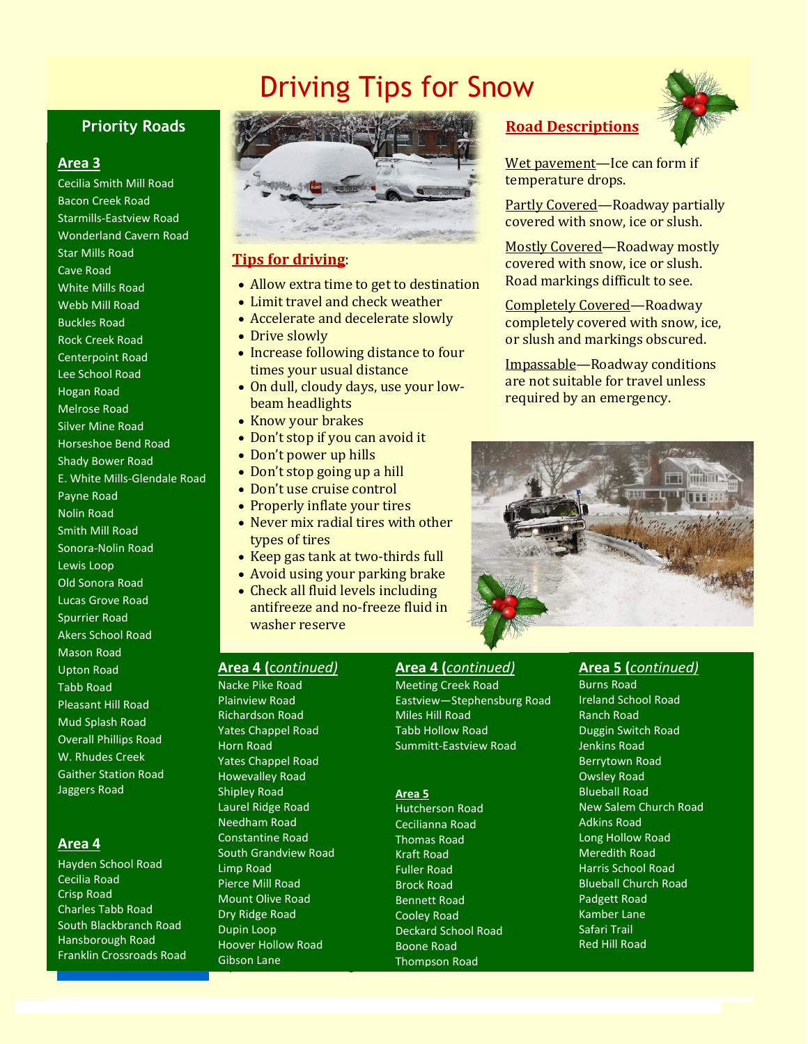# Driving Tips for Snow

## Priority Roads

### Area 3

Cecilia Smith Mill Road
Bacon Creek Road
Starmills-Eastview Road
Wonderland Cavern Road
Star Mills Road
Cave Road
White Mills Road
Webb Mill Road
Buckles Road
Rock Creek Road
Centerpoint Road
Lee School Road
Hogan Road
Melrose Road
Silver Mine Road
Horseshoe Bend Road
Shady Bower Road
E. White Mills-Glendale Road
Payne Road
Nolin Road
Smith Mill Road
Sonora-Nolin Road
Lewis Loop
Old Sonora Road
Lucas Grove Road
Spurrier Road
Akers School Road
Mason Road
Upton Road
Tabb Road
Pleasant Hill Road
Mud Splash Road
Overall Phillips Road
W. Rhudes Creek
Gaither Station Road
Jaggers Road

### Area 4

Hayden School Road
Cecilia Road
Crisp Road
Charles Tabb Road
South Blackbranch Road
Hansborough Road
Franklin Crossroads Road

**Tips for driving**:

- Allow extra time to get to destination
- Limit travel and check weather
- Accelerate and decelerate slowly
- Drive slowly
- Increase following distance to four times your usual distance
- On dull, cloudy days, use your low-beam headlights
- Know your brakes
- Don't stop if you can avoid it
- Don't power up hills
- Don't stop going up a hill
- Don't use cruise control
- Properly inflate your tires
- Never mix radial tires with other types of tires
- Keep gas tank at two-thirds full
- Avoid using your parking brake
- Check all fluid levels including antifreeze and no-freeze fluid in washer reserve

**Road Descriptions**

Wet pavement—Ice can form if temperature drops.

Partly Covered—Roadway partially covered with snow, ice or slush.

Mostly Covered—Roadway mostly covered with snow, ice or slush. Road markings difficult to see.

Completely Covered—Roadway completely covered with snow, ice, or slush and markings obscured.

Impassable—Roadway conditions are not suitable for travel unless required by an emergency.

### Area 4 (*continued*)

Nacke Pike Road
Plainview Road
Richardson Road
Yates Chappel Road
Horn Road
Yates Chappel Road
Howevalley Road
Shipley Road
Laurel Ridge Road
Needham Road
Constantine Road
South Grandview Road
Limp Road
Pierce Mill Road
Mount Olive Road
Dry Ridge Road
Dupin Loop
Hoover Hollow Road
Gibson Lane

### Area 4 (*continued*)

Meeting Creek Road
Eastview—Stephensburg Road
Miles Hill Road
Tabb Hollow Road
Summitt-Eastview Road

### Area 5

Hutcherson Road
Cecilianna Road
Thomas Road
Kraft Road
Fuller Road
Brock Road
Bennett Road
Cooley Road
Deckard School Road
Boone Road
Thompson Road

### Area 5 (*continued*)

Burns Road
Ireland School Road
Ranch Road
Duggin Switch Road
Jenkins Road
Berrytown Road
Owsley Road
Blueball Road
New Salem Church Road
Adkins Road
Long Hollow Road
Meredith Road
Harris School Road
Blueball Church Road
Padgett Road
Kamber Lane
Safari Trail
Red Hill Road